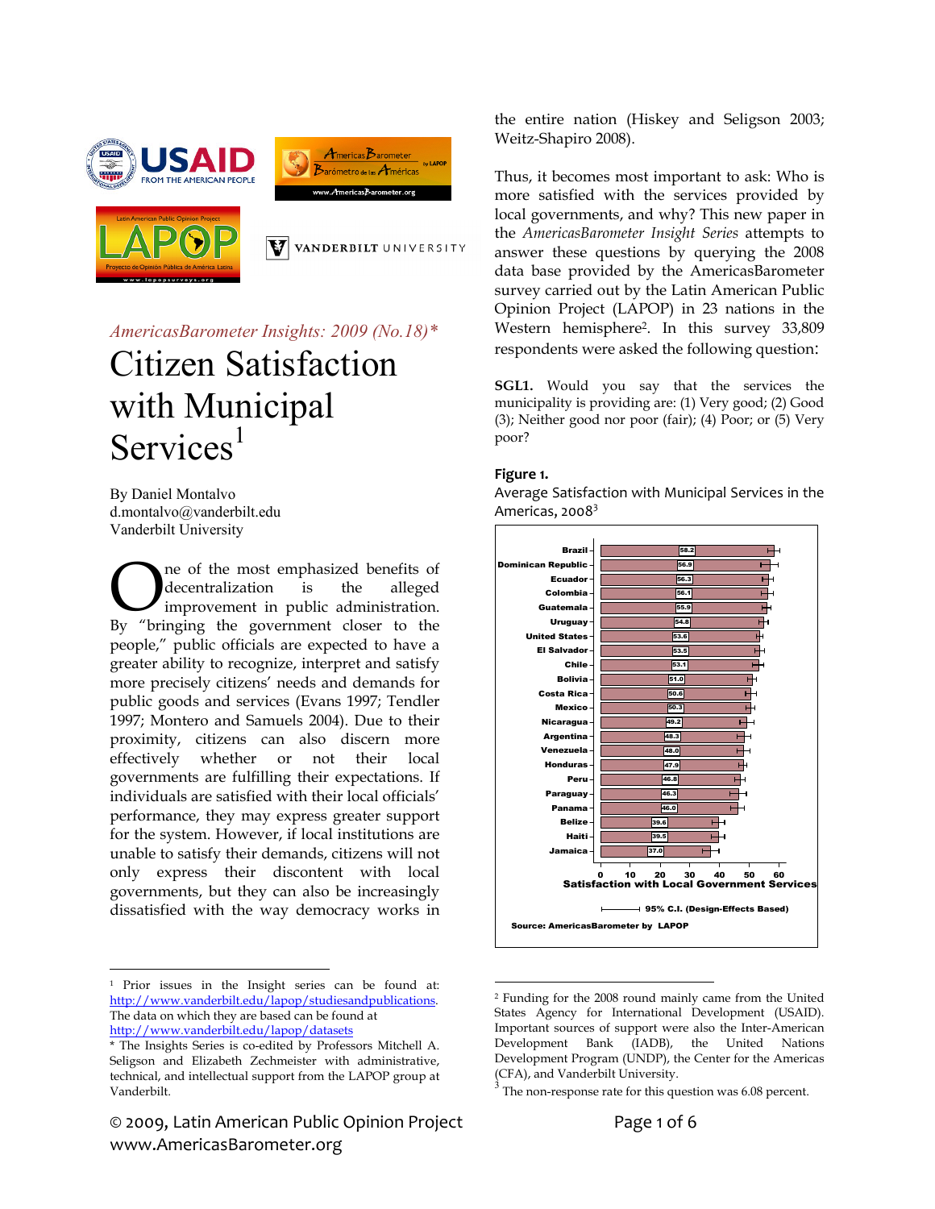*AmericasBarometer Insights: 2009 (No.18)\**

# Citizen Satisfaction with Municipal Services[1]

By Daniel Montalvo
d.montalvo@vanderbilt.edu
Vanderbilt University

One of the most emphasized benefits of decentralization is the alleged improvement in public administration. By "bringing the government closer to the people," public officials are expected to have a greater ability to recognize, interpret and satisfy more precisely citizens' needs and demands for public goods and services (Evans 1997; Tendler 1997; Montero and Samuels 2004). Due to their proximity, citizens can also discern more effectively whether or not their local governments are fulfilling their expectations. If individuals are satisfied with their local officials' performance, they may express greater support for the system. However, if local institutions are unable to satisfy their demands, citizens will not only express their discontent with local governments, but they can also be increasingly dissatisfied with the way democracy works in the entire nation (Hiskey and Seligson 2003; Weitz-Shapiro 2008).

Thus, it becomes most important to ask: Who is more satisfied with the services provided by local governments, and why? This new paper in the *AmericasBarometer Insight Series* attempts to answer these questions by querying the 2008 data base provided by the AmericasBarometer survey carried out by the Latin American Public Opinion Project (LAPOP) in 23 nations in the Western hemisphere[2]. In this survey 33,809 respondents were asked the following question:

**SGL1.** Would you say that the services the municipality is providing are: (1) Very good; (2) Good (3); Neither good nor poor (fair); (4) Poor; or (5) Very poor?

**Figure 1.**
Average Satisfaction with Municipal Services in the Americas, 2008[3]

Brazil 58.2
Dominican Republic 56.9
Ecuador 56.3
Colombia 56.1
Guatemala 55.9
Uruguay 54.8
United States 53.6
El Salvador 53.5
Chile 53.1
Bolivia 51.0
Costa Rica 50.6
Mexico 50.3
Nicaragua 49.2
Argentina 48.3
Venezuela 48.0
Honduras 47.9
Peru 46.8
Paraguay 46.3
Panama 46.0
Belize 39.6
Haiti 39.5
Jamaica 37.0

0 10 20 30 40 50 60
Satisfaction with Local Government Services

95% C.I. (Design-Effects Based)

Source: AmericasBarometer by LAPOP

---

[1] Prior issues in the Insight series can be found at: http://www.vanderbilt.edu/lapop/studiesandpublications. The data on which they are based can be found at http://www.vanderbilt.edu/lapop/datasets

\* The Insights Series is co-edited by Professors Mitchell A. Seligson and Elizabeth Zechmeister with administrative, technical, and intellectual support from the LAPOP group at Vanderbilt.

[2] Funding for the 2008 round mainly came from the United States Agency for International Development (USAID). Important sources of support were also the Inter-American Development Bank (IADB), the United Nations Development Program (UNDP), the Center for the Americas (CFA), and Vanderbilt University.

[3] The non-response rate for this question was 6.08 percent.

© 2009, Latin American Public Opinion Project
www.AmericasBarometer.org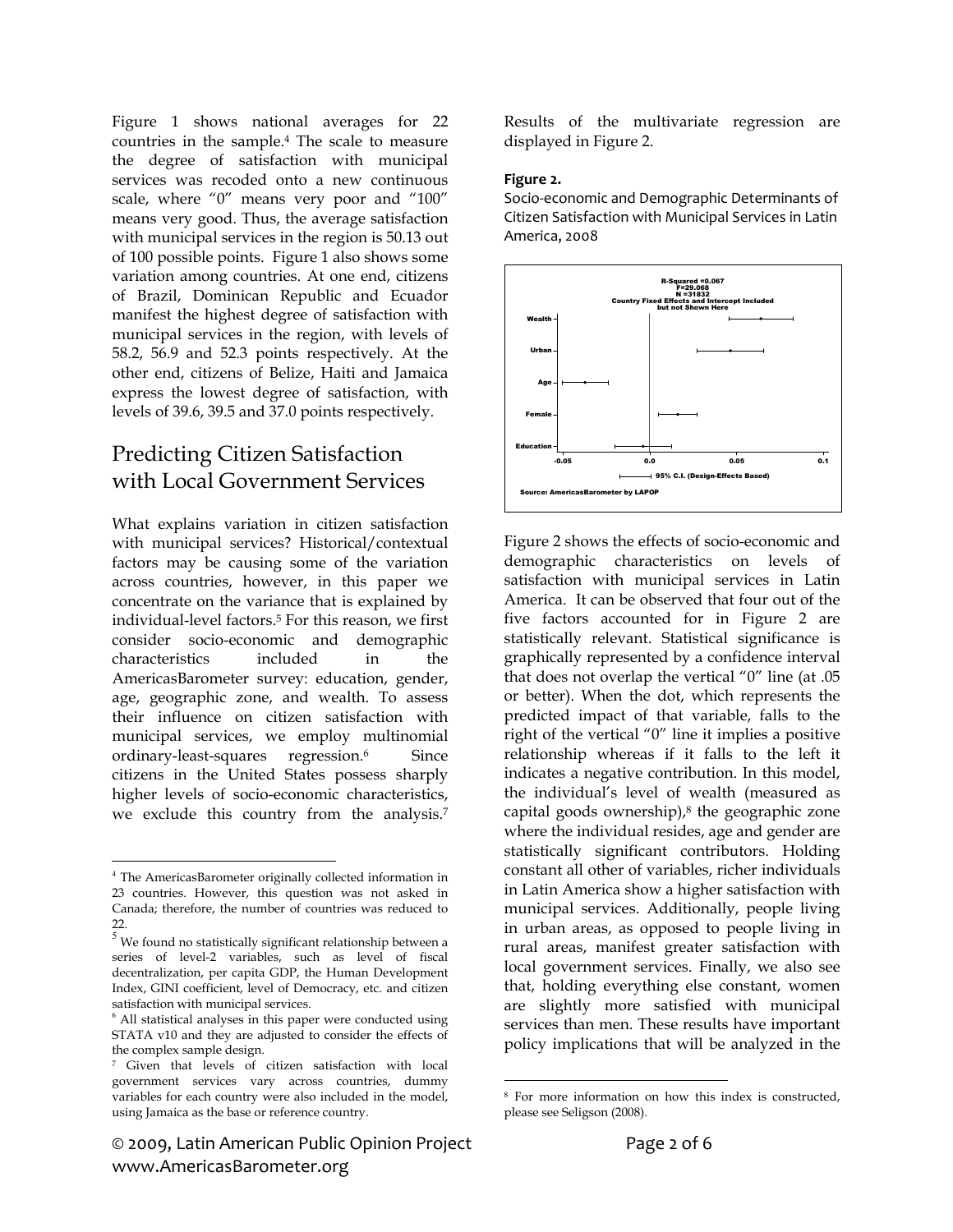Figure 1 shows national averages for 22 countries in the sample.[4] The scale to measure the degree of satisfaction with municipal services was recoded onto a new continuous scale, where "0" means very poor and "100" means very good. Thus, the average satisfaction with municipal services in the region is 50.13 out of 100 possible points. Figure 1 also shows some variation among countries. At one end, citizens of Brazil, Dominican Republic and Ecuador manifest the highest degree of satisfaction with municipal services in the region, with levels of 58.2, 56.9 and 52.3 points respectively. At the other end, citizens of Belize, Haiti and Jamaica express the lowest degree of satisfaction, with levels of 39.6, 39.5 and 37.0 points respectively.

## Predicting Citizen Satisfaction with Local Government Services

What explains variation in citizen satisfaction with municipal services? Historical/contextual factors may be causing some of the variation across countries, however, in this paper we concentrate on the variance that is explained by individual-level factors.[5] For this reason, we first consider socio-economic and demographic characteristics included in the AmericasBarometer survey: education, gender, age, geographic zone, and wealth. To assess their influence on citizen satisfaction with municipal services, we employ multinomial ordinary-least-squares regression.[6] Since citizens in the United States possess sharply higher levels of socio-economic characteristics, we exclude this country from the analysis.[7] Results of the multivariate regression are displayed in Figure 2.

**Figure 2.**

Socio-economic and Demographic Determinants of Citizen Satisfaction with Municipal Services in Latin America, 2008

R-Squared =0.067
F=29.068
N =31832
Country Fixed Effects and Intercept Included but not Shown Here

Wealth
Urban
Age
Female
Education

-0.05 0.0 0.05 0.1

95% C.I. (Design-Effects Based)

Source: AmericasBarometer by LAPOP

Figure 2 shows the effects of socio-economic and demographic characteristics on levels of satisfaction with municipal services in Latin America. It can be observed that four out of the five factors accounted for in Figure 2 are statistically relevant. Statistical significance is graphically represented by a confidence interval that does not overlap the vertical "0" line (at .05 or better). When the dot, which represents the predicted impact of that variable, falls to the right of the vertical "0" line it implies a positive relationship whereas if it falls to the left it indicates a negative contribution. In this model, the individual's level of wealth (measured as capital goods ownership),[8] the geographic zone where the individual resides, age and gender are statistically significant contributors. Holding constant all other of variables, richer individuals in Latin America show a higher satisfaction with municipal services. Additionally, people living in urban areas, as opposed to people living in rural areas, manifest greater satisfaction with local government services. Finally, we also see that, holding everything else constant, women are slightly more satisfied with municipal services than men. These results have important policy implications that will be analyzed in the

---

[4] The AmericasBarometer originally collected information in 23 countries. However, this question was not asked in Canada; therefore, the number of countries was reduced to 22.

[5] We found no statistically significant relationship between a series of level-2 variables, such as level of fiscal decentralization, per capita GDP, the Human Development Index, GINI coefficient, level of Democracy, etc. and citizen satisfaction with municipal services.

[6] All statistical analyses in this paper were conducted using STATA v10 and they are adjusted to consider the effects of the complex sample design.

[7] Given that levels of citizen satisfaction with local government services vary across countries, dummy variables for each country were also included in the model, using Jamaica as the base or reference country.

[8] For more information on how this index is constructed, please see Seligson (2008).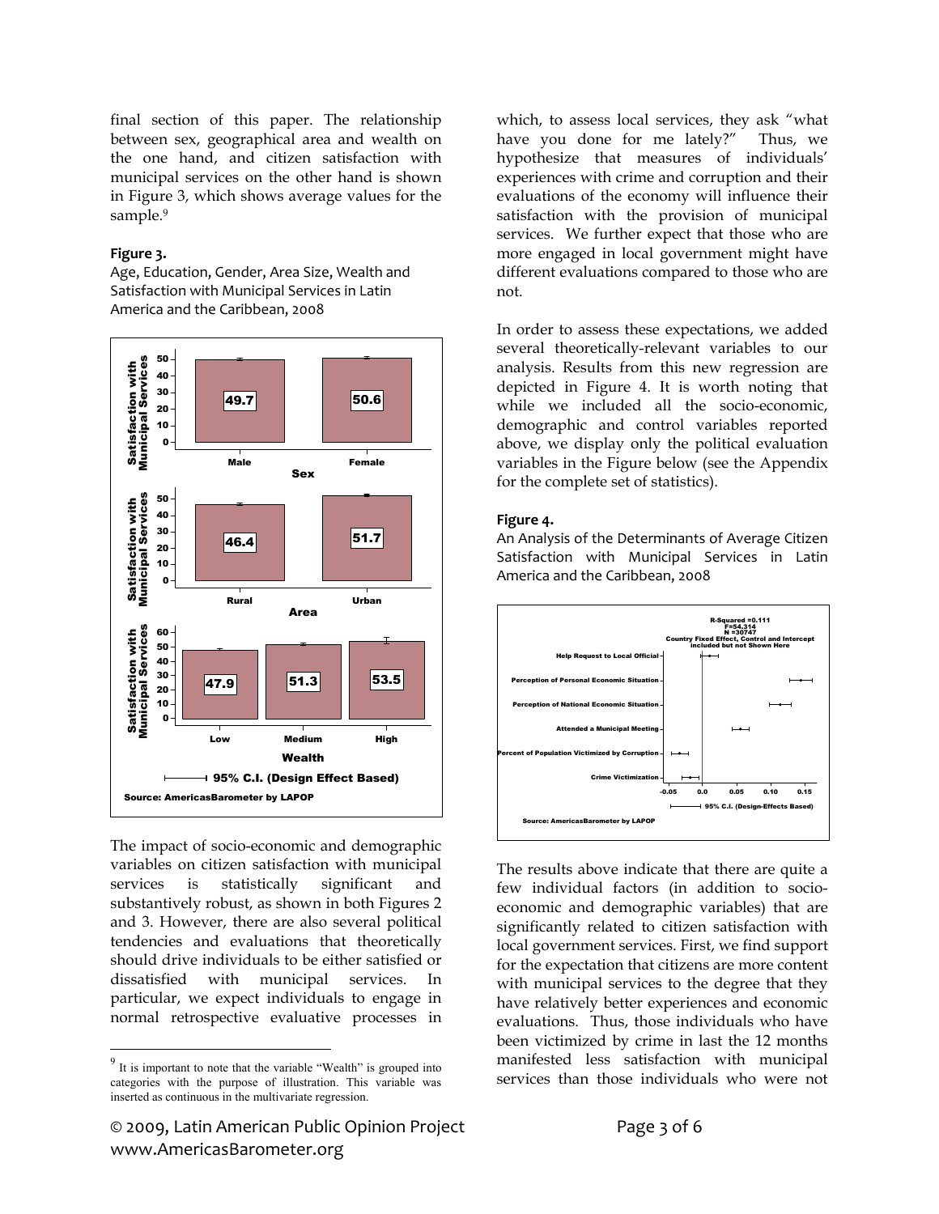final section of this paper. The relationship between sex, geographical area and wealth on the one hand, and citizen satisfaction with municipal services on the other hand is shown in Figure 3, which shows average values for the sample.[9]

**Figure 3.**
Age, Education, Gender, Area Size, Wealth and Satisfaction with Municipal Services in Latin America and the Caribbean, 2008

Satisfaction with Municipal Services
50
40
30
20
10
0
49.7
50.6
Male
Female
Sex

Satisfaction with Municipal Services
50
40
30
20
10
0
46.4
51.7
Rural
Urban
Area

Satisfaction with Municipal Services
60
50
40
30
20
10
0
47.9
51.3
53.5
Low
Medium
High
Wealth

95% C.I. (Design Effect Based)

Source: AmericasBarometer by LAPOP

The impact of socio-economic and demographic variables on citizen satisfaction with municipal services is statistically significant and substantively robust, as shown in both Figures 2 and 3. However, there are also several political tendencies and evaluations that theoretically should drive individuals to be either satisfied or dissatisfied with municipal services. In particular, we expect individuals to engage in normal retrospective evaluative processes in which, to assess local services, they ask "what have you done for me lately?" Thus, we hypothesize that measures of individuals' experiences with crime and corruption and their evaluations of the economy will influence their satisfaction with the provision of municipal services. We further expect that those who are more engaged in local government might have different evaluations compared to those who are not.

In order to assess these expectations, we added several theoretically-relevant variables to our analysis. Results from this new regression are depicted in Figure 4. It is worth noting that while we included all the socio-economic, demographic and control variables reported above, we display only the political evaluation variables in the Figure below (see the Appendix for the complete set of statistics).

**Figure 4.**
An Analysis of the Determinants of Average Citizen Satisfaction with Municipal Services in Latin America and the Caribbean, 2008

R-Squared =0.111
F=54.314
N =30747
Country Fixed Effect, Control and Intercept included but not Shown Here

Help Request to Local Official
Perception of Personal Economic Situation
Perception of National Economic Situation
Attended a Municipal Meeting
Percent of Population Victimized by Corruption
Crime Victimization

-0.05
0.0
0.05
0.10
0.15

95% C.I. (Design-Effects Based)

Source: AmericasBarometer by LAPOP

The results above indicate that there are quite a few individual factors (in addition to socio-economic and demographic variables) that are significantly related to citizen satisfaction with local government services. First, we find support for the expectation that citizens are more content with municipal services to the degree that they have relatively better experiences and economic evaluations. Thus, those individuals who have been victimized by crime in last the 12 months manifested less satisfaction with municipal services than those individuals who were not

---

[9] It is important to note that the variable "Wealth" is grouped into categories with the purpose of illustration. This variable was inserted as continuous in the multivariate regression.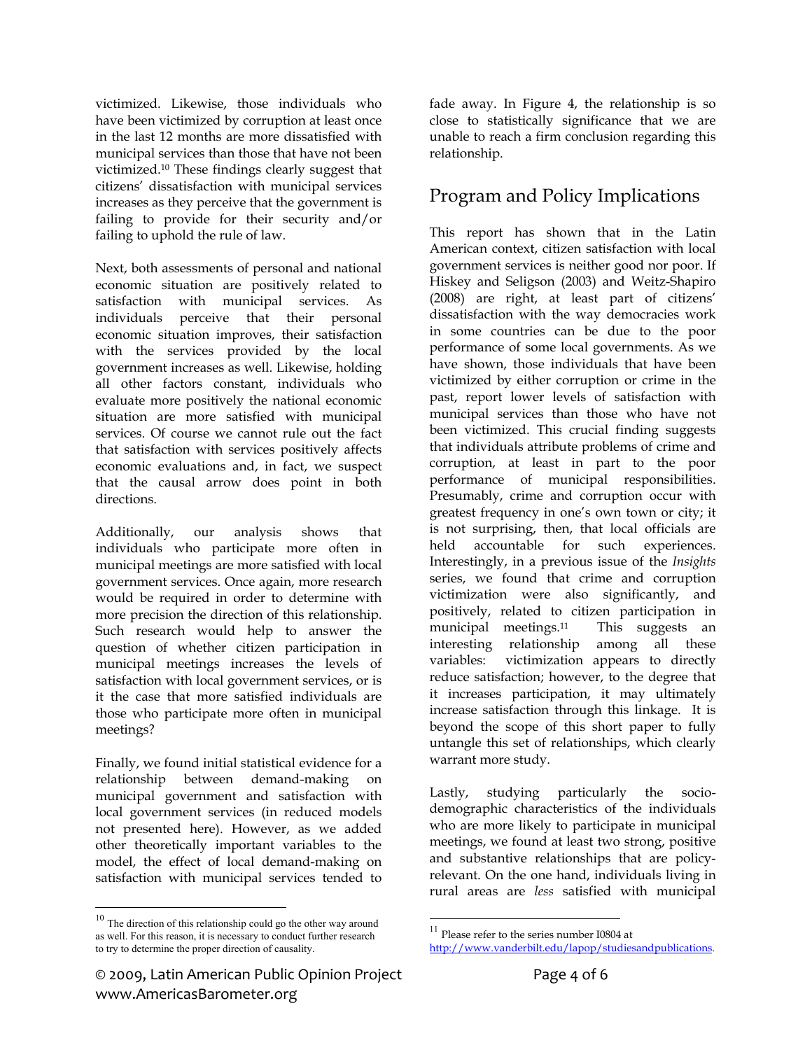victimized. Likewise, those individuals who have been victimized by corruption at least once in the last 12 months are more dissatisfied with municipal services than those that have not been victimized.[10] These findings clearly suggest that citizens' dissatisfaction with municipal services increases as they perceive that the government is failing to provide for their security and/or failing to uphold the rule of law.

Next, both assessments of personal and national economic situation are positively related to satisfaction with municipal services. As individuals perceive that their personal economic situation improves, their satisfaction with the services provided by the local government increases as well. Likewise, holding all other factors constant, individuals who evaluate more positively the national economic situation are more satisfied with municipal services. Of course we cannot rule out the fact that satisfaction with services positively affects economic evaluations and, in fact, we suspect that the causal arrow does point in both directions.

Additionally, our analysis shows that individuals who participate more often in municipal meetings are more satisfied with local government services. Once again, more research would be required in order to determine with more precision the direction of this relationship. Such research would help to answer the question of whether citizen participation in municipal meetings increases the levels of satisfaction with local government services, or is it the case that more satisfied individuals are those who participate more often in municipal meetings?

Finally, we found initial statistical evidence for a relationship between demand-making on municipal government and satisfaction with local government services (in reduced models not presented here). However, as we added other theoretically important variables to the model, the effect of local demand-making on satisfaction with municipal services tended to fade away. In Figure 4, the relationship is so close to statistically significance that we are unable to reach a firm conclusion regarding this relationship.

## Program and Policy Implications

This report has shown that in the Latin American context, citizen satisfaction with local government services is neither good nor poor. If Hiskey and Seligson (2003) and Weitz-Shapiro (2008) are right, at least part of citizens' dissatisfaction with the way democracies work in some countries can be due to the poor performance of some local governments. As we have shown, those individuals that have been victimized by either corruption or crime in the past, report lower levels of satisfaction with municipal services than those who have not been victimized. This crucial finding suggests that individuals attribute problems of crime and corruption, at least in part to the poor performance of municipal responsibilities. Presumably, crime and corruption occur with greatest frequency in one's own town or city; it is not surprising, then, that local officials are held accountable for such experiences. Interestingly, in a previous issue of the *Insights* series, we found that crime and corruption victimization were also significantly, and positively, related to citizen participation in municipal meetings.[11] This suggests an interesting relationship among all these variables: victimization appears to directly reduce satisfaction; however, to the degree that it increases participation, it may ultimately increase satisfaction through this linkage. It is beyond the scope of this short paper to fully untangle this set of relationships, which clearly warrant more study.

Lastly, studying particularly the socio-demographic characteristics of the individuals who are more likely to participate in municipal meetings, we found at least two strong, positive and substantive relationships that are policy-relevant. On the one hand, individuals living in rural areas are *less* satisfied with municipal

---

[10] The direction of this relationship could go the other way around as well. For this reason, it is necessary to conduct further research to try to determine the proper direction of causality.

[11] Please refer to the series number I0804 at http://www.vanderbilt.edu/lapop/studiesandpublications.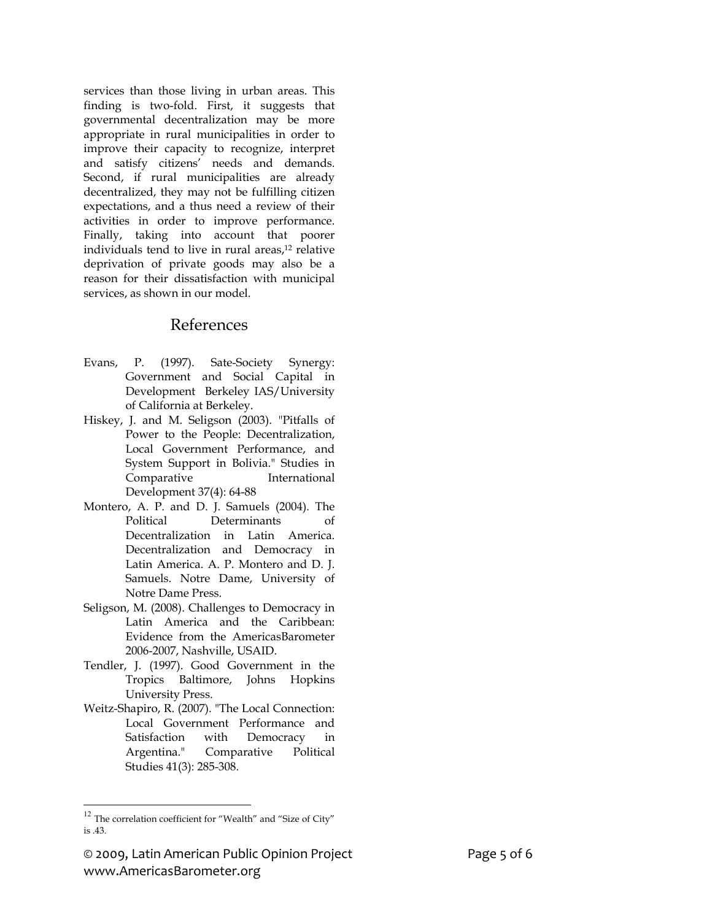services than those living in urban areas. This finding is two-fold. First, it suggests that governmental decentralization may be more appropriate in rural municipalities in order to improve their capacity to recognize, interpret and satisfy citizens' needs and demands. Second, if rural municipalities are already decentralized, they may not be fulfilling citizen expectations, and a thus need a review of their activities in order to improve performance. Finally, taking into account that poorer individuals tend to live in rural areas,[12] relative deprivation of private goods may also be a reason for their dissatisfaction with municipal services, as shown in our model.

## References

Evans, P. (1997). Sate-Society Synergy: Government and Social Capital in Development Berkeley IAS/University of California at Berkeley.

Hiskey, J. and M. Seligson (2003). "Pitfalls of Power to the People: Decentralization, Local Government Performance, and System Support in Bolivia." Studies in Comparative International Development 37(4): 64-88

Montero, A. P. and D. J. Samuels (2004). The Political Determinants of Decentralization in Latin America. Decentralization and Democracy in Latin America. A. P. Montero and D. J. Samuels. Notre Dame, University of Notre Dame Press.

Seligson, M. (2008). Challenges to Democracy in Latin America and the Caribbean: Evidence from the AmericasBarometer 2006-2007, Nashville, USAID.

Tendler, J. (1997). Good Government in the Tropics Baltimore, Johns Hopkins University Press.

Weitz-Shapiro, R. (2007). "The Local Connection: Local Government Performance and Satisfaction with Democracy in Argentina." Comparative Political Studies 41(3): 285-308.

---

[12] The correlation coefficient for "Wealth" and "Size of City" is .43.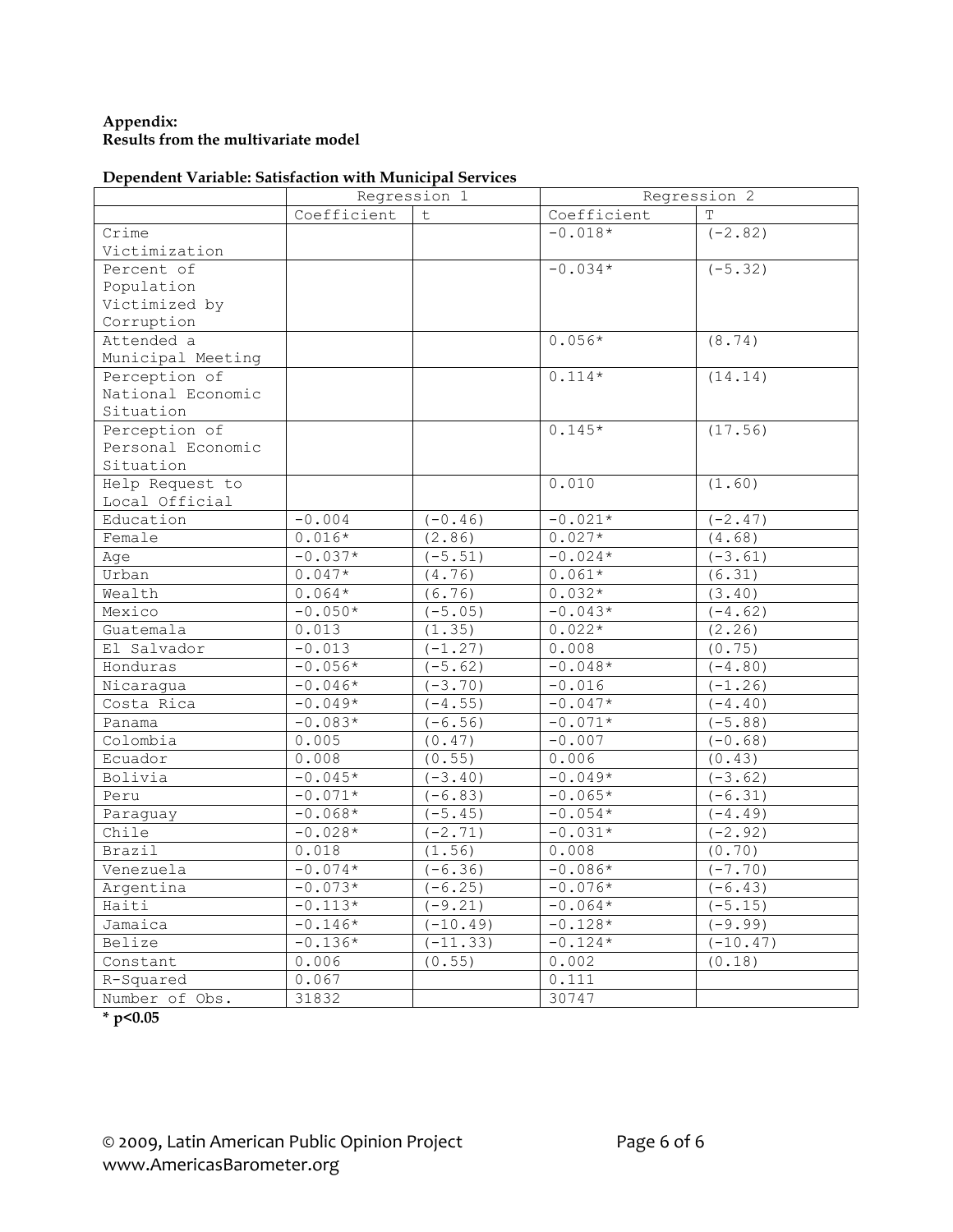**Appendix:**
**Results from the multivariate model**

**Dependent Variable: Satisfaction with Municipal Services**

| | Regression 1 | | Regression 2 | |
|---|---|---|---|---|
| | Coefficient | t | Coefficient | T |
| Crime Victimization | | | -0.018* | (-2.82) |
| Percent of Population Victimized by Corruption | | | -0.034* | (-5.32) |
| Attended a Municipal Meeting | | | 0.056* | (8.74) |
| Perception of National Economic Situation | | | 0.114* | (14.14) |
| Perception of Personal Economic Situation | | | 0.145* | (17.56) |
| Help Request to Local Official | | | 0.010 | (1.60) |
| Education | -0.004 | (-0.46) | -0.021* | (-2.47) |
| Female | 0.016* | (2.86) | 0.027* | (4.68) |
| Age | -0.037* | (-5.51) | -0.024* | (-3.61) |
| Urban | 0.047* | (4.76) | 0.061* | (6.31) |
| Wealth | 0.064* | (6.76) | 0.032* | (3.40) |
| Mexico | -0.050* | (-5.05) | -0.043* | (-4.62) |
| Guatemala | 0.013 | (1.35) | 0.022* | (2.26) |
| El Salvador | -0.013 | (-1.27) | 0.008 | (0.75) |
| Honduras | -0.056* | (-5.62) | -0.048* | (-4.80) |
| Nicaragua | -0.046* | (-3.70) | -0.016 | (-1.26) |
| Costa Rica | -0.049* | (-4.55) | -0.047* | (-4.40) |
| Panama | -0.083* | (-6.56) | -0.071* | (-5.88) |
| Colombia | 0.005 | (0.47) | -0.007 | (-0.68) |
| Ecuador | 0.008 | (0.55) | 0.006 | (0.43) |
| Bolivia | -0.045* | (-3.40) | -0.049* | (-3.62) |
| Peru | -0.071* | (-6.83) | -0.065* | (-6.31) |
| Paraguay | -0.068* | (-5.45) | -0.054* | (-4.49) |
| Chile | -0.028* | (-2.71) | -0.031* | (-2.92) |
| Brazil | 0.018 | (1.56) | 0.008 | (0.70) |
| Venezuela | -0.074* | (-6.36) | -0.086* | (-7.70) |
| Argentina | -0.073* | (-6.25) | -0.076* | (-6.43) |
| Haiti | -0.113* | (-9.21) | -0.064* | (-5.15) |
| Jamaica | -0.146* | (-10.49) | -0.128* | (-9.99) |
| Belize | -0.136* | (-11.33) | -0.124* | (-10.47) |
| Constant | 0.006 | (0.55) | 0.002 | (0.18) |
| R-Squared | 0.067 | | 0.111 | |
| Number of Obs. | 31832 | | 30747 | |

**\* $p<0.05$**

© 2009, Latin American Public Opinion Project
www.AmericasBarometer.org